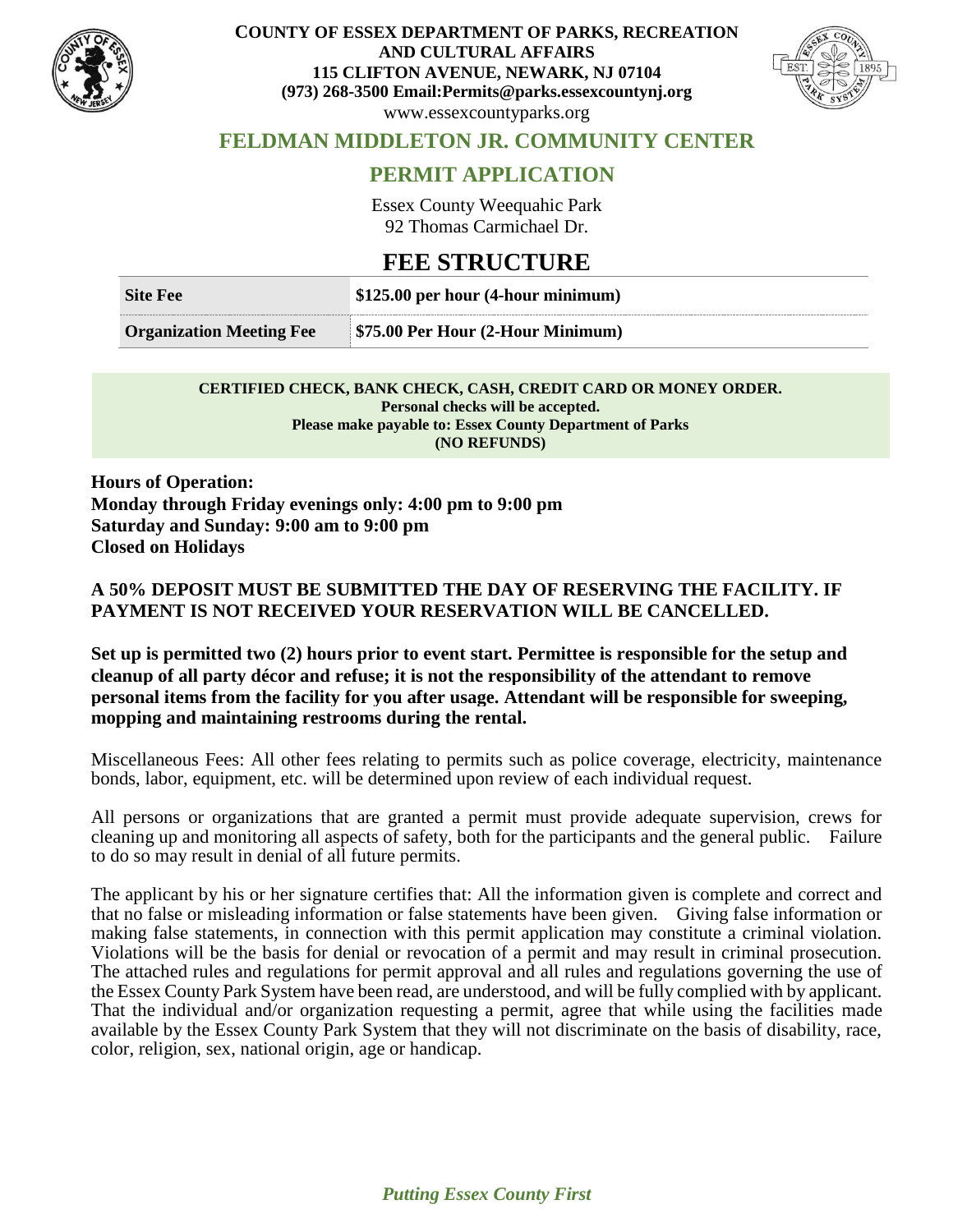**COUNTY OF ESSEX DEPARTMENT OF PARKS, RECREATION AND CULTURAL AFFAIRS**
**115 CLIFTON AVENUE, NEWARK, NJ 07104**
**(973) 268-3500 Email:Permits@parks.essexcountynj.org**
www.essexcountyparks.org

## FELDMAN MIDDLETON JR. COMMUNITY CENTER

## PERMIT APPLICATION

Essex County Weequahic Park
92 Thomas Carmichael Dr.

# FEE STRUCTURE

| **Site Fee** | **$125.00 per hour (4-hour minimum)** |
|---|---|
| **Organization Meeting Fee** | **$75.00 Per Hour (2-Hour Minimum)** |

**CERTIFIED CHECK, BANK CHECK, CASH, CREDIT CARD OR MONEY ORDER.**
**Personal checks will be accepted.**
**Please make payable to: Essex County Department of Parks**
**(NO REFUNDS)**

**Hours of Operation:**
**Monday through Friday evenings only: 4:00 pm to 9:00 pm**
**Saturday and Sunday: 9:00 am to 9:00 pm**
**Closed on Holidays**

**A 50% DEPOSIT MUST BE SUBMITTED THE DAY OF RESERVING THE FACILITY. IF PAYMENT IS NOT RECEIVED YOUR RESERVATION WILL BE CANCELLED.**

**Set up is permitted two (2) hours prior to event start. Permittee is responsible for the setup and cleanup of all party décor and refuse; it is not the responsibility of the attendant to remove personal items from the facility for you after usage. Attendant will be responsible for sweeping, mopping and maintaining restrooms during the rental.**

Miscellaneous Fees: All other fees relating to permits such as police coverage, electricity, maintenance bonds, labor, equipment, etc. will be determined upon review of each individual request.

All persons or organizations that are granted a permit must provide adequate supervision, crews for cleaning up and monitoring all aspects of safety, both for the participants and the general public. Failure to do so may result in denial of all future permits.

The applicant by his or her signature certifies that: All the information given is complete and correct and that no false or misleading information or false statements have been given. Giving false information or making false statements, in connection with this permit application may constitute a criminal violation. Violations will be the basis for denial or revocation of a permit and may result in criminal prosecution. The attached rules and regulations for permit approval and all rules and regulations governing the use of the Essex County Park System have been read, are understood, and will be fully complied with by applicant. That the individual and/or organization requesting a permit, agree that while using the facilities made available by the Essex County Park System that they will not discriminate on the basis of disability, race, color, religion, sex, national origin, age or handicap.

***Putting Essex County First***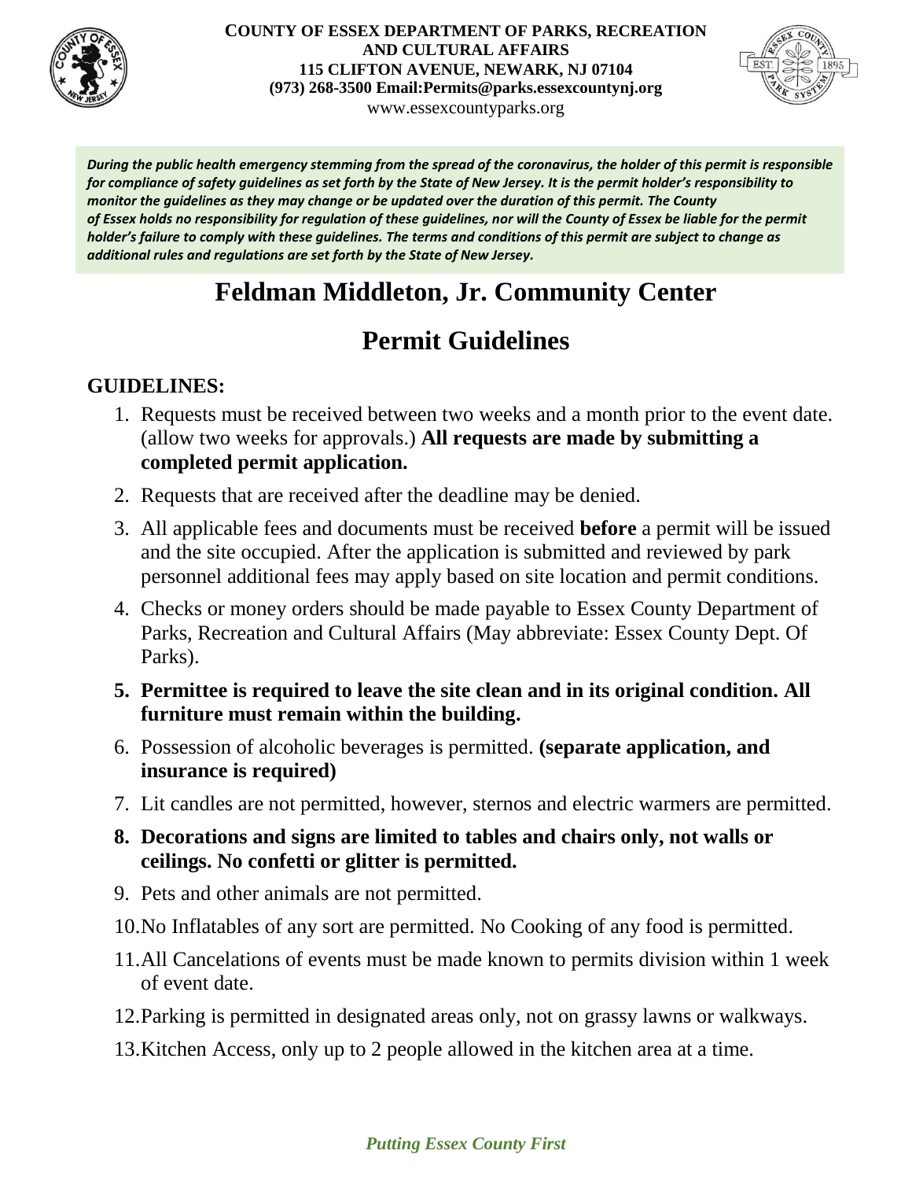**COUNTY OF ESSEX DEPARTMENT OF PARKS, RECREATION AND CULTURAL AFFAIRS**
**115 CLIFTON AVENUE, NEWARK, NJ 07104**
**(973) 268-3500 Email:Permits@parks.essexcountynj.org**
www.essexcountyparks.org

***During the public health emergency stemming from the spread of the coronavirus, the holder of this permit is responsible for compliance of safety guidelines as set forth by the State of New Jersey. It is the permit holder's responsibility to monitor the guidelines as they may change or be updated over the duration of this permit. The County of Essex holds no responsibility for regulation of these guidelines, nor will the County of Essex be liable for the permit holder's failure to comply with these guidelines. The terms and conditions of this permit are subject to change as additional rules and regulations are set forth by the State of New Jersey.***

# Feldman Middleton, Jr. Community Center

# Permit Guidelines

## GUIDELINES:

1. Requests must be received between two weeks and a month prior to the event date. (allow two weeks for approvals.) **All requests are made by submitting a completed permit application.**
2. Requests that are received after the deadline may be denied.
3. All applicable fees and documents must be received **before** a permit will be issued and the site occupied. After the application is submitted and reviewed by park personnel additional fees may apply based on site location and permit conditions.
4. Checks or money orders should be made payable to Essex County Department of Parks, Recreation and Cultural Affairs (May abbreviate: Essex County Dept. Of Parks).
5. **Permittee is required to leave the site clean and in its original condition. All furniture must remain within the building.**
6. Possession of alcoholic beverages is permitted. **(separate application, and insurance is required)**
7. Lit candles are not permitted, however, sternos and electric warmers are permitted.
8. **Decorations and signs are limited to tables and chairs only, not walls or ceilings. No confetti or glitter is permitted.**
9. Pets and other animals are not permitted.
10. No Inflatables of any sort are permitted. No Cooking of any food is permitted.
11. All Cancelations of events must be made known to permits division within 1 week of event date.
12. Parking is permitted in designated areas only, not on grassy lawns or walkways.
13. Kitchen Access, only up to 2 people allowed in the kitchen area at a time.

*Putting Essex County First*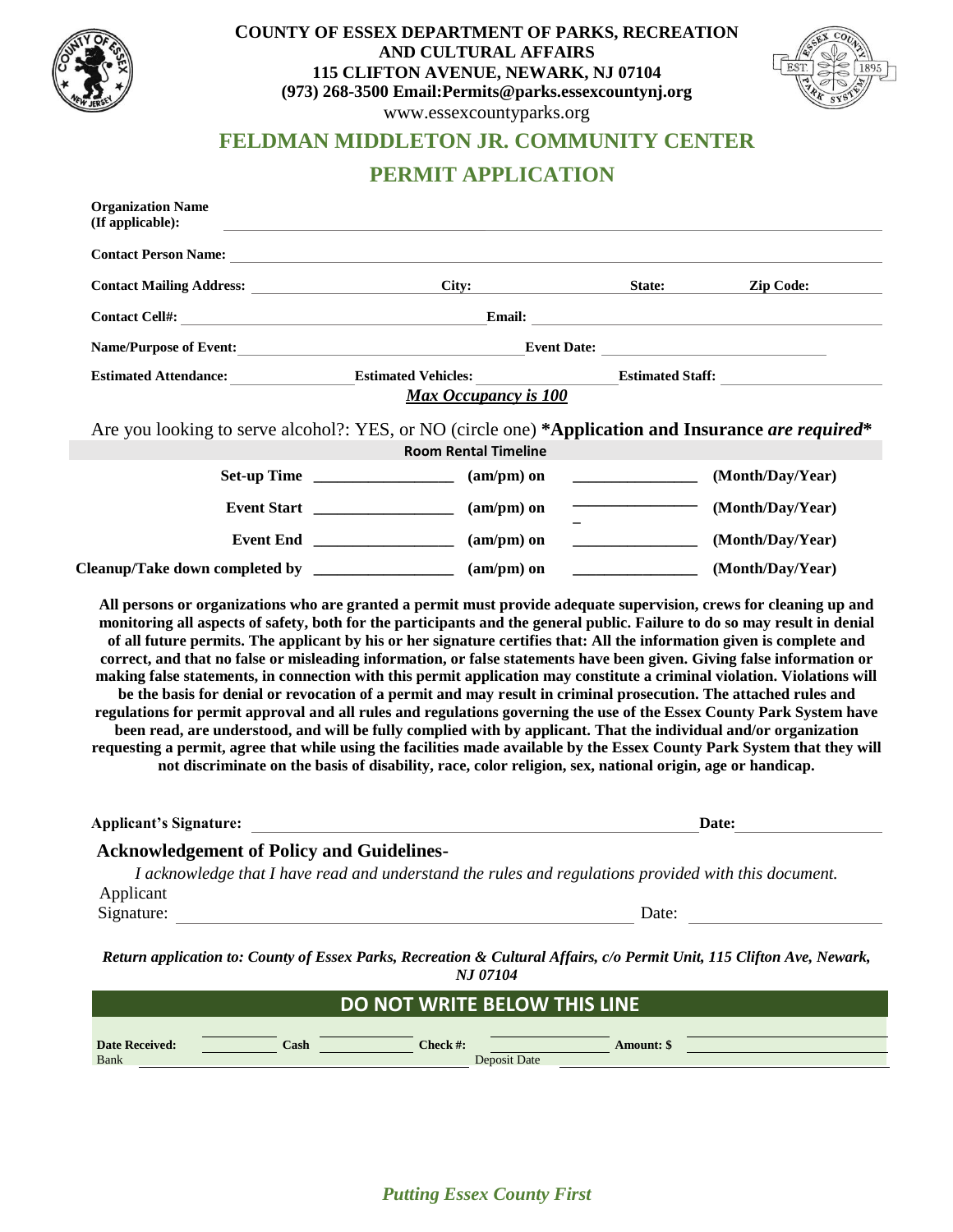**COUNTY OF ESSEX DEPARTMENT OF PARKS, RECREATION AND CULTURAL AFFAIRS**
**115 CLIFTON AVENUE, NEWARK, NJ 07104**
**(973) 268-3500 Email:Permits@parks.essexcountynj.org**
www.essexcountyparks.org

# FELDMAN MIDDLETON JR. COMMUNITY CENTER

# PERMIT APPLICATION

**Organization Name (If applicable):** ______________________________

**Contact Person Name:** ______________________________

**Contact Mailing Address:** ____________ **City:** ____________ **State:** ________ **Zip Code:** ________

**Contact Cell#:** ______________________ **Email:** ______________________

**Name/Purpose of Event:** ______________________ **Event Date:** ______________________

**Estimated Attendance:** ____________ **Estimated Vehicles:** ____________ **Estimated Staff:** ____________

***Max Occupancy is 100***

Are you looking to serve alcohol?: YES, or NO (circle one) **\*Application and Insurance *are required*\***

**Room Rental Timeline**

| | | | | |
|---|---|---|---|---|
| **Set-up Time** | _________________ | **(am/pm) on** | _______________ | **(Month/Day/Year)** |
| **Event Start** | _________________ | **(am/pm) on** | _______________ | **(Month/Day/Year)** |
| **Event End** | _________________ | **(am/pm) on** | _______________ | **(Month/Day/Year)** |
| **Cleanup/Take down completed by** | _________________ | **(am/pm) on** | _______________ | **(Month/Day/Year)** |

**All persons or organizations who are granted a permit must provide adequate supervision, crews for cleaning up and monitoring all aspects of safety, both for the participants and the general public. Failure to do so may result in denial of all future permits. The applicant by his or her signature certifies that: All the information given is complete and correct, and that no false or misleading information, or false statements have been given. Giving false information or making false statements, in connection with this permit application may constitute a criminal violation. Violations will be the basis for denial or revocation of a permit and may result in criminal prosecution. The attached rules and regulations for permit approval and all rules and regulations governing the use of the Essex County Park System have been read, are understood, and will be fully complied with by applicant. That the individual and/or organization requesting a permit, agree that while using the facilities made available by the Essex County Park System that they will not discriminate on the basis of disability, race, color religion, sex, national origin, age or handicap.**

**Applicant's Signature:** ______________________________ **Date:** ______________

### Acknowledgement of Policy and Guidelines-

*I acknowledge that I have read and understand the rules and regulations provided with this document.*

Applicant Signature: ______________________________ Date: ______________

***Return application to: County of Essex Parks, Recreation & Cultural Affairs, c/o Permit Unit, 115 Clifton Ave, Newark, NJ 07104***

## DO NOT WRITE BELOW THIS LINE

**Date Received:** ________ **Cash** ________ **Check #:** ________ **Amount: $** ________

Bank ______________________ Deposit Date ______________________

***Putting Essex County First***